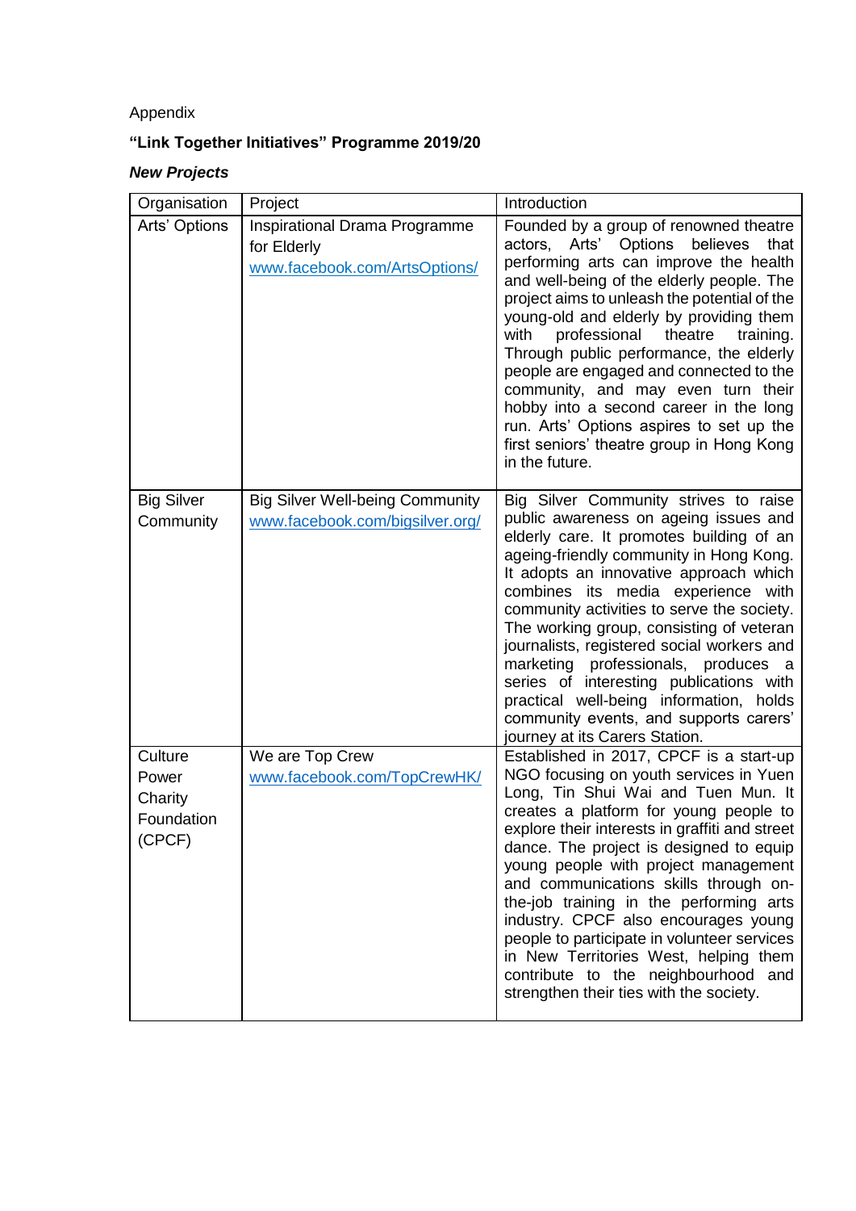Appendix

## "Link Together Initiatives" Programme 2019/20

### *New Projects*

| Organisation | Project | Introduction |
|---|---|---|
| Arts' Options | Inspirational Drama Programme for Elderly www.facebook.com/ArtsOptions/ | Founded by a group of renowned theatre actors, Arts' Options believes that performing arts can improve the health and well-being of the elderly people. The project aims to unleash the potential of the young-old and elderly by providing them with professional theatre training. Through public performance, the elderly people are engaged and connected to the community, and may even turn their hobby into a second career in the long run. Arts' Options aspires to set up the first seniors' theatre group in Hong Kong in the future. |
| Big Silver Community | Big Silver Well-being Community www.facebook.com/bigsilver.org/ | Big Silver Community strives to raise public awareness on ageing issues and elderly care. It promotes building of an ageing-friendly community in Hong Kong. It adopts an innovative approach which combines its media experience with community activities to serve the society. The working group, consisting of veteran journalists, registered social workers and marketing professionals, produces a series of interesting publications with practical well-being information, holds community events, and supports carers' journey at its Carers Station. |
| Culture Power Charity Foundation (CPCF) | We are Top Crew www.facebook.com/TopCrewHK/ | Established in 2017, CPCF is a start-up NGO focusing on youth services in Yuen Long, Tin Shui Wai and Tuen Mun. It creates a platform for young people to explore their interests in graffiti and street dance. The project is designed to equip young people with project management and communications skills through on-the-job training in the performing arts industry. CPCF also encourages young people to participate in volunteer services in New Territories West, helping them contribute to the neighbourhood and strengthen their ties with the society. |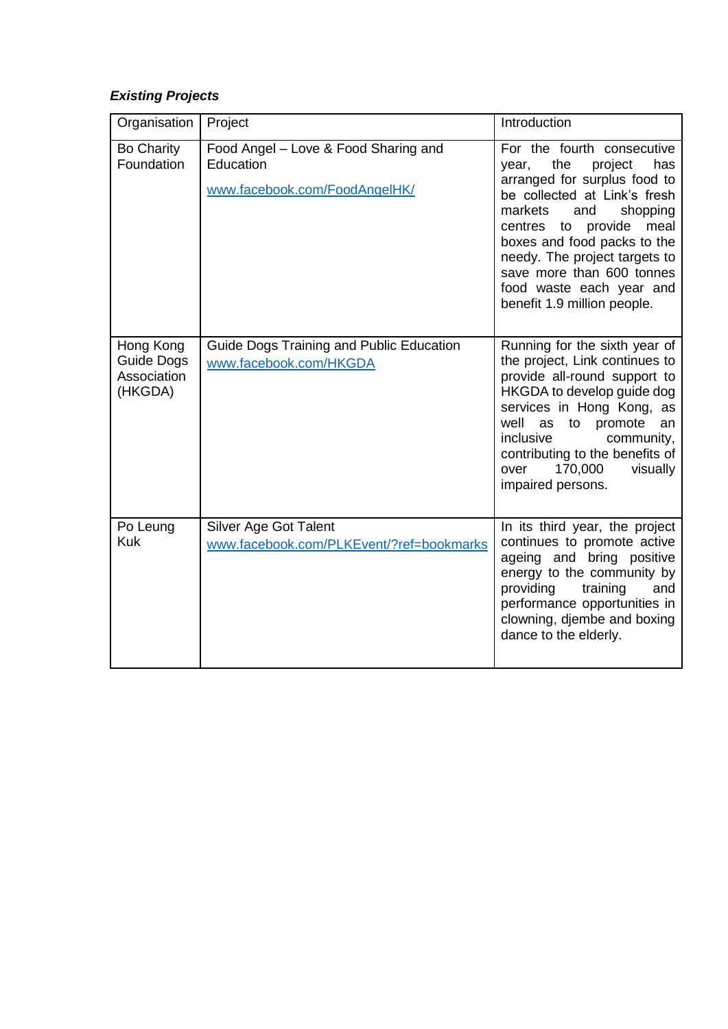***Existing Projects***

| Organisation | Project | Introduction |
|---|---|---|
| Bo Charity Foundation | Food Angel – Love & Food Sharing and Education<br><br>www.facebook.com/FoodAngelHK/ | For the fourth consecutive year, the project has arranged for surplus food to be collected at Link's fresh markets and shopping centres to provide meal boxes and food packs to the needy. The project targets to save more than 600 tonnes food waste each year and benefit 1.9 million people. |
| Hong Kong Guide Dogs Association (HKGDA) | Guide Dogs Training and Public Education<br>www.facebook.com/HKGDA | Running for the sixth year of the project, Link continues to provide all-round support to HKGDA to develop guide dog services in Hong Kong, as well as to promote an inclusive community, contributing to the benefits of over 170,000 visually impaired persons. |
| Po Leung Kuk | Silver Age Got Talent<br>www.facebook.com/PLKEvent/?ref=bookmarks | In its third year, the project continues to promote active ageing and bring positive energy to the community by providing training and performance opportunities in clowning, djembe and boxing dance to the elderly. |